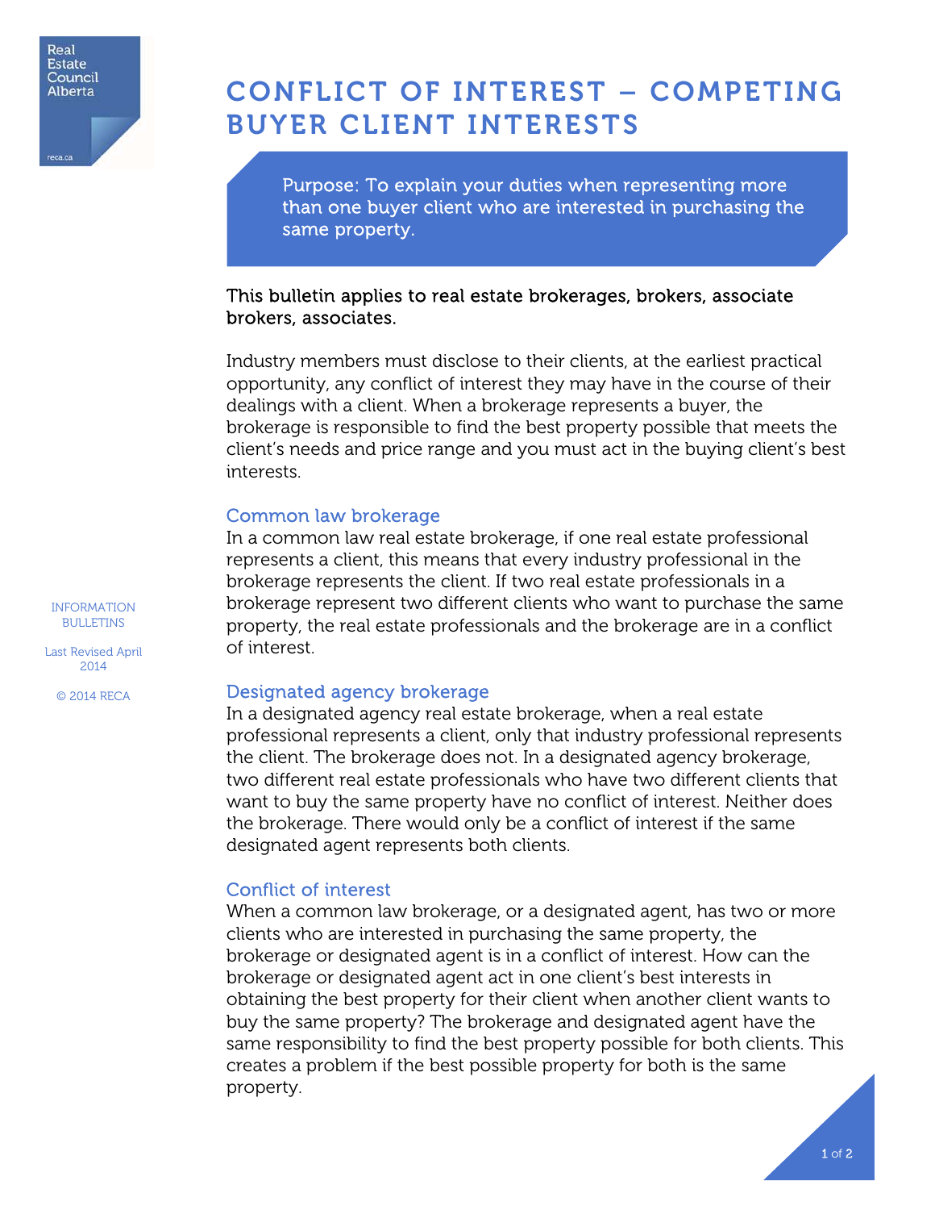# CONFLICT OF INTEREST – COMPETING BUYER CLIENT INTERESTS

Purpose: To explain your duties when representing more than one buyer client who are interested in purchasing the same property.

This bulletin applies to real estate brokerages, brokers, associate brokers, associates.

Industry members must disclose to their clients, at the earliest practical opportunity, any conflict of interest they may have in the course of their dealings with a client. When a brokerage represents a buyer, the brokerage is responsible to find the best property possible that meets the client's needs and price range and you must act in the buying client's best interests.

## Common law brokerage

In a common law real estate brokerage, if one real estate professional represents a client, this means that every industry professional in the brokerage represents the client. If two real estate professionals in a brokerage represent two different clients who want to purchase the same property, the real estate professionals and the brokerage are in a conflict of interest.

## Designated agency brokerage

In a designated agency real estate brokerage, when a real estate professional represents a client, only that industry professional represents the client. The brokerage does not. In a designated agency brokerage, two different real estate professionals who have two different clients that want to buy the same property have no conflict of interest. Neither does the brokerage. There would only be a conflict of interest if the same designated agent represents both clients.

## Conflict of interest

When a common law brokerage, or a designated agent, has two or more clients who are interested in purchasing the same property, the brokerage or designated agent is in a conflict of interest. How can the brokerage or designated agent act in one client's best interests in obtaining the best property for their client when another client wants to buy the same property? The brokerage and designated agent have the same responsibility to find the best property possible for both clients. This creates a problem if the best possible property for both is the same property.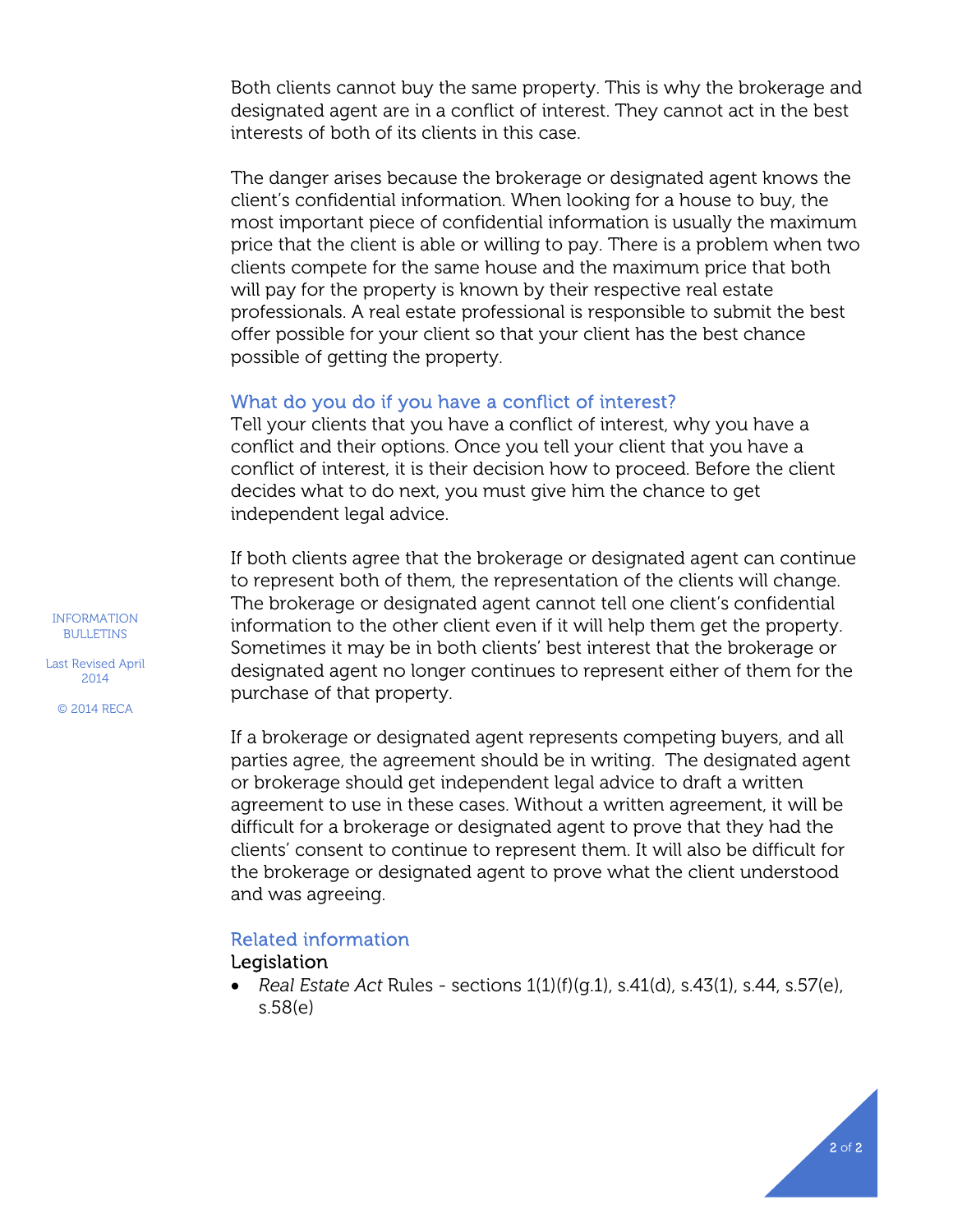Both clients cannot buy the same property. This is why the brokerage and designated agent are in a conflict of interest. They cannot act in the best interests of both of its clients in this case.

The danger arises because the brokerage or designated agent knows the client's confidential information. When looking for a house to buy, the most important piece of confidential information is usually the maximum price that the client is able or willing to pay. There is a problem when two clients compete for the same house and the maximum price that both will pay for the property is known by their respective real estate professionals. A real estate professional is responsible to submit the best offer possible for your client so that your client has the best chance possible of getting the property.

## What do you do if you have a conflict of interest?

Tell your clients that you have a conflict of interest, why you have a conflict and their options. Once you tell your client that you have a conflict of interest, it is their decision how to proceed. Before the client decides what to do next, you must give him the chance to get independent legal advice.

If both clients agree that the brokerage or designated agent can continue to represent both of them, the representation of the clients will change. The brokerage or designated agent cannot tell one client's confidential information to the other client even if it will help them get the property. Sometimes it may be in both clients' best interest that the brokerage or designated agent no longer continues to represent either of them for the purchase of that property.

If a brokerage or designated agent represents competing buyers, and all parties agree, the agreement should be in writing. The designated agent or brokerage should get independent legal advice to draft a written agreement to use in these cases. Without a written agreement, it will be difficult for a brokerage or designated agent to prove that they had the clients' consent to continue to represent them. It will also be difficult for the brokerage or designated agent to prove what the client understood and was agreeing.

## Related information

### Legislation

- *Real Estate Act* Rules - sections 1(1)(f)(g.1), s.41(d), s.43(1), s.44, s.57(e), s.58(e)

INFORMATION BULLETINS

Last Revised April 2014

© 2014 RECA